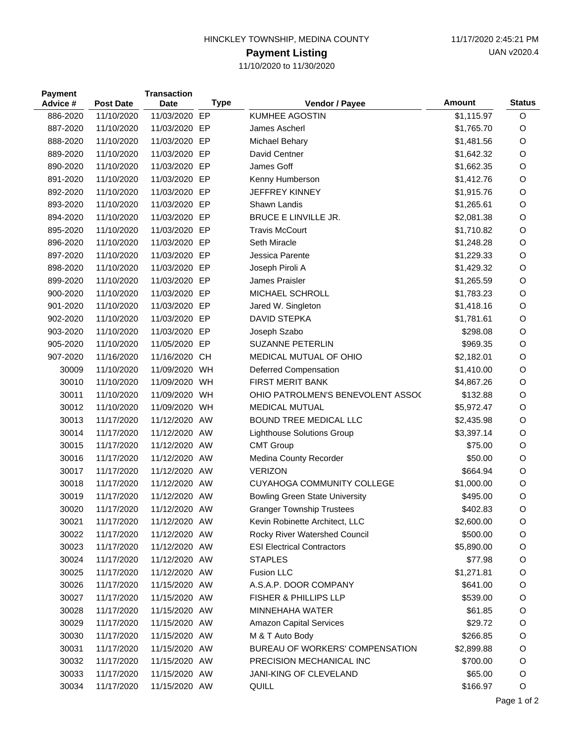HINCKLEY TOWNSHIP, MEDINA COUNTY

11/17/2020 2:45:21 PM

UAN v2020.4

# Payment Listing

11/10/2020 to 11/30/2020

| Payment Advice # | Post Date | Transaction Date | Type | Vendor / Payee | Amount | Status |
|---|---|---|---|---|---|---|
| 886-2020 | 11/10/2020 | 11/03/2020 | EP | KUMHEE AGOSTIN | $1,115.97 | O |
| 887-2020 | 11/10/2020 | 11/03/2020 | EP | James Ascherl | $1,765.70 | O |
| 888-2020 | 11/10/2020 | 11/03/2020 | EP | Michael Behary | $1,481.56 | O |
| 889-2020 | 11/10/2020 | 11/03/2020 | EP | David Centner | $1,642.32 | O |
| 890-2020 | 11/10/2020 | 11/03/2020 | EP | James Goff | $1,662.35 | O |
| 891-2020 | 11/10/2020 | 11/03/2020 | EP | Kenny Humberson | $1,412.76 | O |
| 892-2020 | 11/10/2020 | 11/03/2020 | EP | JEFFREY KINNEY | $1,915.76 | O |
| 893-2020 | 11/10/2020 | 11/03/2020 | EP | Shawn Landis | $1,265.61 | O |
| 894-2020 | 11/10/2020 | 11/03/2020 | EP | BRUCE E LINVILLE JR. | $2,081.38 | O |
| 895-2020 | 11/10/2020 | 11/03/2020 | EP | Travis McCourt | $1,710.82 | O |
| 896-2020 | 11/10/2020 | 11/03/2020 | EP | Seth Miracle | $1,248.28 | O |
| 897-2020 | 11/10/2020 | 11/03/2020 | EP | Jessica Parente | $1,229.33 | O |
| 898-2020 | 11/10/2020 | 11/03/2020 | EP | Joseph Piroli A | $1,429.32 | O |
| 899-2020 | 11/10/2020 | 11/03/2020 | EP | James Praisler | $1,265.59 | O |
| 900-2020 | 11/10/2020 | 11/03/2020 | EP | MICHAEL SCHROLL | $1,783.23 | O |
| 901-2020 | 11/10/2020 | 11/03/2020 | EP | Jared W. Singleton | $1,418.16 | O |
| 902-2020 | 11/10/2020 | 11/03/2020 | EP | DAVID STEPKA | $1,781.61 | O |
| 903-2020 | 11/10/2020 | 11/03/2020 | EP | Joseph Szabo | $298.08 | O |
| 905-2020 | 11/10/2020 | 11/05/2020 | EP | SUZANNE PETERLIN | $969.35 | O |
| 907-2020 | 11/16/2020 | 11/16/2020 | CH | MEDICAL MUTUAL OF OHIO | $2,182.01 | O |
| 30009 | 11/10/2020 | 11/09/2020 | WH | Deferred Compensation | $1,410.00 | O |
| 30010 | 11/10/2020 | 11/09/2020 | WH | FIRST MERIT BANK | $4,867.26 | O |
| 30011 | 11/10/2020 | 11/09/2020 | WH | OHIO PATROLMEN'S BENEVOLENT ASSO( | $132.88 | O |
| 30012 | 11/10/2020 | 11/09/2020 | WH | MEDICAL MUTUAL | $5,972.47 | O |
| 30013 | 11/17/2020 | 11/12/2020 | AW | BOUND TREE MEDICAL LLC | $2,435.98 | O |
| 30014 | 11/17/2020 | 11/12/2020 | AW | Lighthouse Solutions Group | $3,397.14 | O |
| 30015 | 11/17/2020 | 11/12/2020 | AW | CMT Group | $75.00 | O |
| 30016 | 11/17/2020 | 11/12/2020 | AW | Medina County Recorder | $50.00 | O |
| 30017 | 11/17/2020 | 11/12/2020 | AW | VERIZON | $664.94 | O |
| 30018 | 11/17/2020 | 11/12/2020 | AW | CUYAHOGA COMMUNITY COLLEGE | $1,000.00 | O |
| 30019 | 11/17/2020 | 11/12/2020 | AW | Bowling Green State University | $495.00 | O |
| 30020 | 11/17/2020 | 11/12/2020 | AW | Granger Township Trustees | $402.83 | O |
| 30021 | 11/17/2020 | 11/12/2020 | AW | Kevin Robinette Architect, LLC | $2,600.00 | O |
| 30022 | 11/17/2020 | 11/12/2020 | AW | Rocky River Watershed Council | $500.00 | O |
| 30023 | 11/17/2020 | 11/12/2020 | AW | ESI Electrical Contractors | $5,890.00 | O |
| 30024 | 11/17/2020 | 11/12/2020 | AW | STAPLES | $77.98 | O |
| 30025 | 11/17/2020 | 11/12/2020 | AW | Fusion LLC | $1,271.81 | O |
| 30026 | 11/17/2020 | 11/15/2020 | AW | A.S.A.P. DOOR COMPANY | $641.00 | O |
| 30027 | 11/17/2020 | 11/15/2020 | AW | FISHER & PHILLIPS LLP | $539.00 | O |
| 30028 | 11/17/2020 | 11/15/2020 | AW | MINNEHAHA WATER | $61.85 | O |
| 30029 | 11/17/2020 | 11/15/2020 | AW | Amazon Capital Services | $29.72 | O |
| 30030 | 11/17/2020 | 11/15/2020 | AW | M & T Auto Body | $266.85 | O |
| 30031 | 11/17/2020 | 11/15/2020 | AW | BUREAU OF WORKERS' COMPENSATION | $2,899.88 | O |
| 30032 | 11/17/2020 | 11/15/2020 | AW | PRECISION MECHANICAL INC | $700.00 | O |
| 30033 | 11/17/2020 | 11/15/2020 | AW | JANI-KING OF CLEVELAND | $65.00 | O |
| 30034 | 11/17/2020 | 11/15/2020 | AW | QUILL | $166.97 | O |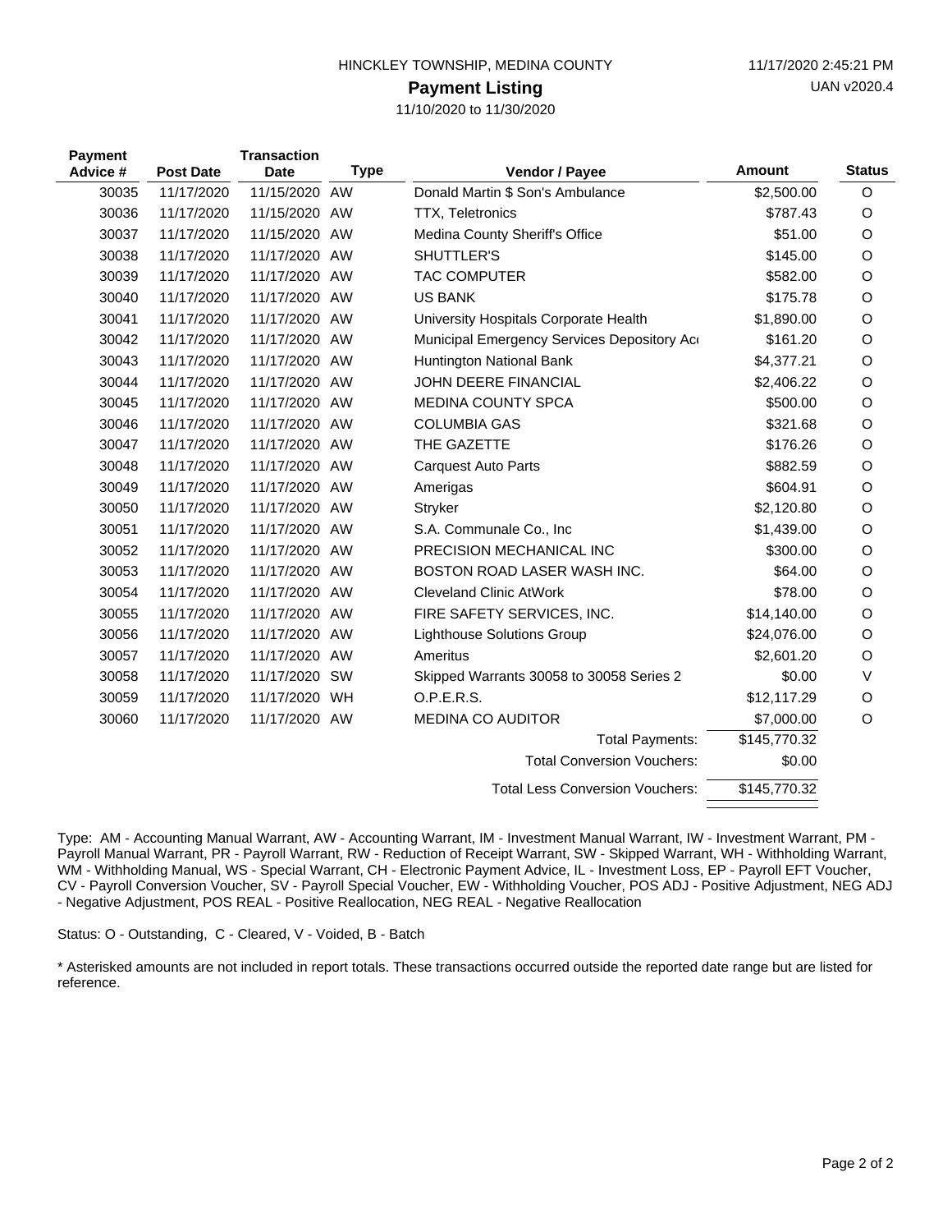HINCKLEY TOWNSHIP, MEDINA COUNTY

11/17/2020 2:45:21 PM

UAN v2020.4

## Payment Listing

11/10/2020 to 11/30/2020

| Payment Advice # | Post Date | Transaction Date | Type | Vendor / Payee | Amount | Status |
|---|---|---|---|---|---|---|
| 30035 | 11/17/2020 | 11/15/2020 | AW | Donald Martin $ Son's Ambulance | $2,500.00 | O |
| 30036 | 11/17/2020 | 11/15/2020 | AW | TTX, Teletronics | $787.43 | O |
| 30037 | 11/17/2020 | 11/15/2020 | AW | Medina County Sheriff's Office | $51.00 | O |
| 30038 | 11/17/2020 | 11/17/2020 | AW | SHUTTLER'S | $145.00 | O |
| 30039 | 11/17/2020 | 11/17/2020 | AW | TAC COMPUTER | $582.00 | O |
| 30040 | 11/17/2020 | 11/17/2020 | AW | US BANK | $175.78 | O |
| 30041 | 11/17/2020 | 11/17/2020 | AW | University Hospitals Corporate Health | $1,890.00 | O |
| 30042 | 11/17/2020 | 11/17/2020 | AW | Municipal Emergency Services Depository Acc | $161.20 | O |
| 30043 | 11/17/2020 | 11/17/2020 | AW | Huntington National Bank | $4,377.21 | O |
| 30044 | 11/17/2020 | 11/17/2020 | AW | JOHN DEERE FINANCIAL | $2,406.22 | O |
| 30045 | 11/17/2020 | 11/17/2020 | AW | MEDINA COUNTY SPCA | $500.00 | O |
| 30046 | 11/17/2020 | 11/17/2020 | AW | COLUMBIA GAS | $321.68 | O |
| 30047 | 11/17/2020 | 11/17/2020 | AW | THE GAZETTE | $176.26 | O |
| 30048 | 11/17/2020 | 11/17/2020 | AW | Carquest Auto Parts | $882.59 | O |
| 30049 | 11/17/2020 | 11/17/2020 | AW | Amerigas | $604.91 | O |
| 30050 | 11/17/2020 | 11/17/2020 | AW | Stryker | $2,120.80 | O |
| 30051 | 11/17/2020 | 11/17/2020 | AW | S.A. Communale Co., Inc | $1,439.00 | O |
| 30052 | 11/17/2020 | 11/17/2020 | AW | PRECISION MECHANICAL INC | $300.00 | O |
| 30053 | 11/17/2020 | 11/17/2020 | AW | BOSTON ROAD LASER WASH INC. | $64.00 | O |
| 30054 | 11/17/2020 | 11/17/2020 | AW | Cleveland Clinic AtWork | $78.00 | O |
| 30055 | 11/17/2020 | 11/17/2020 | AW | FIRE SAFETY SERVICES, INC. | $14,140.00 | O |
| 30056 | 11/17/2020 | 11/17/2020 | AW | Lighthouse Solutions Group | $24,076.00 | O |
| 30057 | 11/17/2020 | 11/17/2020 | AW | Ameritus | $2,601.20 | O |
| 30058 | 11/17/2020 | 11/17/2020 | SW | Skipped Warrants 30058 to 30058 Series 2 | $0.00 | V |
| 30059 | 11/17/2020 | 11/17/2020 | WH | O.P.E.R.S. | $12,117.29 | O |
| 30060 | 11/17/2020 | 11/17/2020 | AW | MEDINA CO AUDITOR | $7,000.00 | O |
| | | | | Total Payments: | $145,770.32 | |
| | | | | Total Conversion Vouchers: | $0.00 | |
| | | | | Total Less Conversion Vouchers: | $145,770.32 | |

Type: AM - Accounting Manual Warrant, AW - Accounting Warrant, IM - Investment Manual Warrant, IW - Investment Warrant, PM - Payroll Manual Warrant, PR - Payroll Warrant, RW - Reduction of Receipt Warrant, SW - Skipped Warrant, WH - Withholding Warrant, WM - Withholding Manual, WS - Special Warrant, CH - Electronic Payment Advice, IL - Investment Loss, EP - Payroll EFT Voucher, CV - Payroll Conversion Voucher, SV - Payroll Special Voucher, EW - Withholding Voucher, POS ADJ - Positive Adjustment, NEG ADJ - Negative Adjustment, POS REAL - Positive Reallocation, NEG REAL - Negative Reallocation

Status: O - Outstanding, C - Cleared, V - Voided, B - Batch

* Asterisked amounts are not included in report totals. These transactions occurred outside the reported date range but are listed for reference.